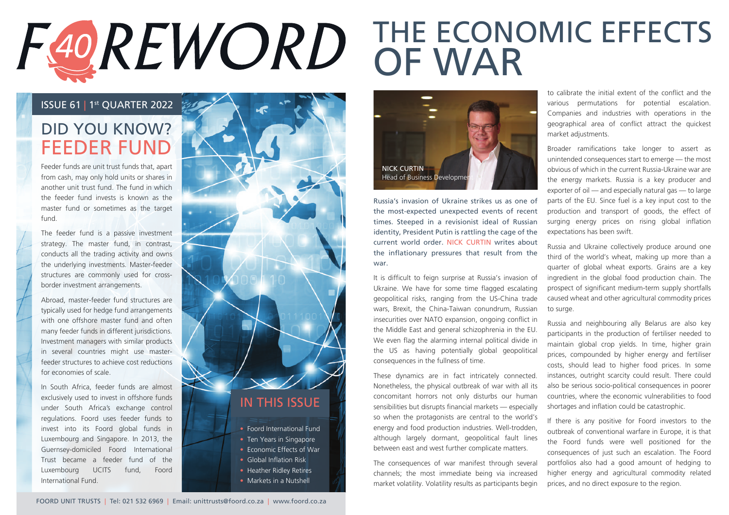# FOREWORD

ISSUE 61 | 1st QUARTER 2022

## DID YOU KNOW? FEEDER FUND

Feeder funds are unit trust funds that, apart from cash, may only hold units or shares in another unit trust fund. The fund in which the feeder fund invests is known as the master fund or sometimes as the target fund.

The feeder fund is a passive investment strategy. The master fund, in contrast, conducts all the trading activity and owns the underlying investments. Master-feeder structures are commonly used for cross-border investment arrangements.

Abroad, master-feeder fund structures are typically used for hedge fund arrangements with one offshore master fund and often many feeder funds in different jurisdictions. Investment managers with similar products in several countries might use master-feeder structures to achieve cost reductions for economies of scale.

In South Africa, feeder funds are almost exclusively used to invest in offshore funds under South Africa's exchange control regulations. Foord uses feeder funds to invest into its Foord global funds in Luxembourg and Singapore. In 2013, the Guernsey-domiciled Foord International Trust became a feeder fund of the Luxembourg UCITS fund, Foord International Fund.

## IN THIS ISSUE

- Foord International Fund
- Ten Years in Singapore
- Economic Effects of War
- Global Inflation Risk
- Heather Ridley Retires
- Markets in a Nutshell

# THE ECONOMIC EFFECTS OF WAR

NICK CURTIN
Head of Business Development

**Russia's invasion of Ukraine strikes us as one of the most-expected unexpected events of recent times. Steeped in a revisionist ideal of Russian identity, President Putin is rattling the cage of the current world order. NICK CURTIN writes about the inflationary pressures that result from the war.**

It is difficult to feign surprise at Russia's invasion of Ukraine. We have for some time flagged escalating geopolitical risks, ranging from the US-China trade wars, Brexit, the China-Taiwan conundrum, Russian insecurities over NATO expansion, ongoing conflict in the Middle East and general schizophrenia in the EU. We even flag the alarming internal political divide in the US as having potentially global geopolitical consequences in the fullness of time.

These dynamics are in fact intricately connected. Nonetheless, the physical outbreak of war with all its concomitant horrors not only disturbs our human sensibilities but disrupts financial markets — especially so when the protagonists are central to the world's energy and food production industries. Well-trodden, although largely dormant, geopolitical fault lines between east and west further complicate matters.

The consequences of war manifest through several channels; the most immediate being via increased market volatility. Volatility results as participants begin to calibrate the initial extent of the conflict and the various permutations for potential escalation. Companies and industries with operations in the geographical area of conflict attract the quickest market adjustments.

Broader ramifications take longer to assert as unintended consequences start to emerge — the most obvious of which in the current Russia-Ukraine war are the energy markets. Russia is a key producer and exporter of oil — and especially natural gas — to large parts of the EU. Since fuel is a key input cost to the production and transport of goods, the effect of surging energy prices on rising global inflation expectations has been swift.

Russia and Ukraine collectively produce around one third of the world's wheat, making up more than a quarter of global wheat exports. Grains are a key ingredient in the global food production chain. The prospect of significant medium-term supply shortfalls caused wheat and other agricultural commodity prices to surge.

Russia and neighbouring ally Belarus are also key participants in the production of fertiliser needed to maintain global crop yields. In time, higher grain prices, compounded by higher energy and fertiliser costs, should lead to higher food prices. In some instances, outright scarcity could result. There could also be serious socio-political consequences in poorer countries, where the economic vulnerabilities to food shortages and inflation could be catastrophic.

If there is any positive for Foord investors to the outbreak of conventional warfare in Europe, it is that the Foord funds were well positioned for the consequences of just such an escalation. The Foord portfolios also had a good amount of hedging to higher energy and agricultural commodity related prices, and no direct exposure to the region.

FOORD UNIT TRUSTS | Tel: 021 532 6969 | Email: unittrusts@foord.co.za | www.foord.co.za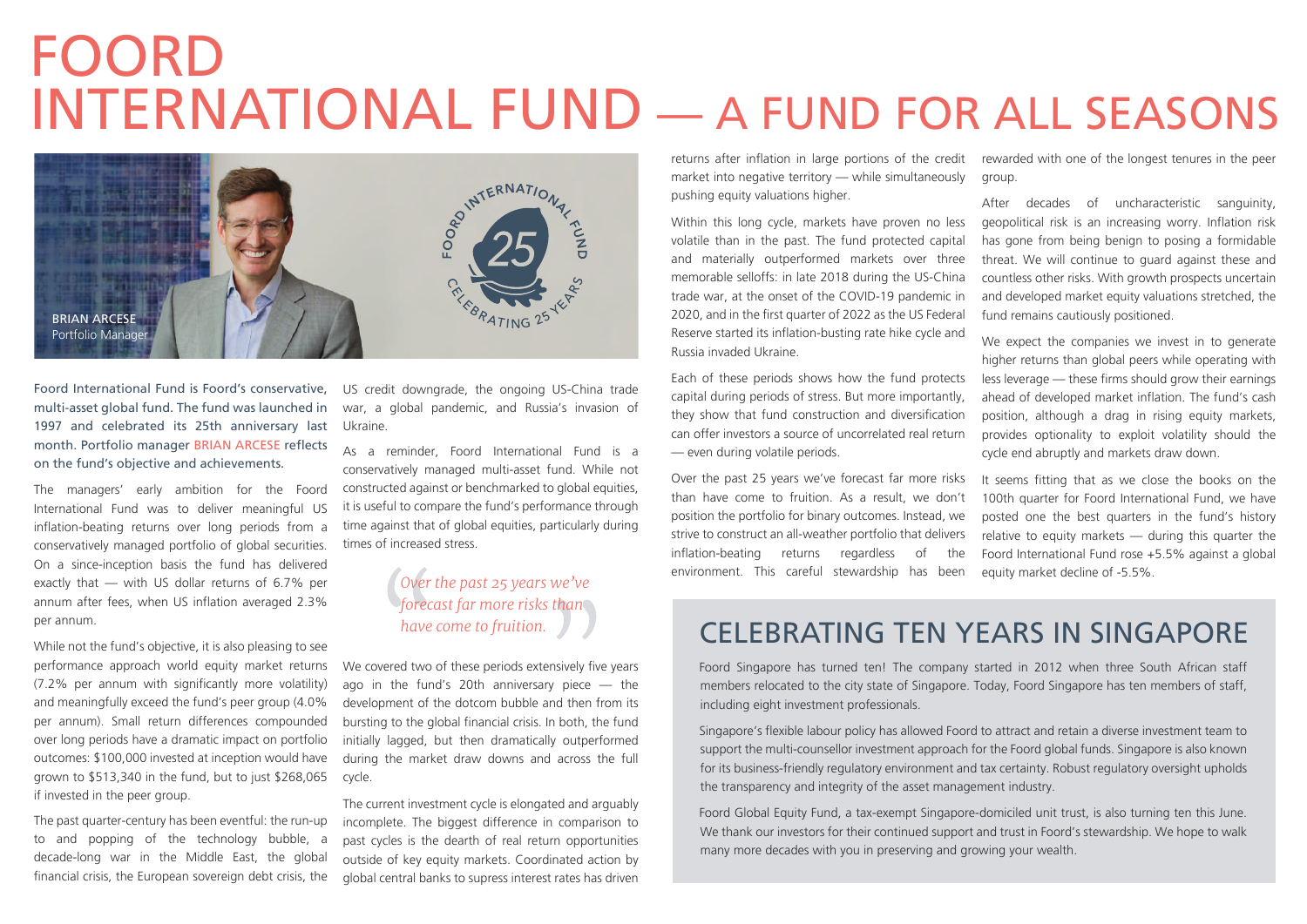# FOORD INTERNATIONAL FUND — A FUND FOR ALL SEASONS

BRIAN ARCESE
Portfolio Manager

FOORD INTERNATIONAL FUND
25
CELEBRATING 25 YEARS

**Foord International Fund is Foord's conservative, multi-asset global fund. The fund was launched in 1997 and celebrated its 25th anniversary last month. Portfolio manager BRIAN ARCESE reflects on the fund's objective and achievements.**

The managers' early ambition for the Foord International Fund was to deliver meaningful US inflation-beating returns over long periods from a conservatively managed portfolio of global securities. On a since-inception basis the fund has delivered exactly that — with US dollar returns of 6.7% per annum after fees, when US inflation averaged 2.3% per annum.

While not the fund's objective, it is also pleasing to see performance approach world equity market returns (7.2% per annum with significantly more volatility) and meaningfully exceed the fund's peer group (4.0% per annum). Small return differences compounded over long periods have a dramatic impact on portfolio outcomes: $100,000 invested at inception would have grown to $513,340 in the fund, but to just $268,065 if invested in the peer group.

The past quarter-century has been eventful: the run-up to and popping of the technology bubble, a decade-long war in the Middle East, the global financial crisis, the European sovereign debt crisis, the US credit downgrade, the ongoing US-China trade war, a global pandemic, and Russia's invasion of Ukraine.

As a reminder, Foord International Fund is a conservatively managed multi-asset fund. While not constructed against or benchmarked to global equities, it is useful to compare the fund's performance through time against that of global equities, particularly during times of increased stress.

> *Over the past 25 years we've forecast far more risks than have come to fruition.*

We covered two of these periods extensively five years ago in the fund's 20th anniversary piece — the development of the dotcom bubble and then from its bursting to the global financial crisis. In both, the fund initially lagged, but then dramatically outperformed during the market draw downs and across the full cycle.

The current investment cycle is elongated and arguably incomplete. The biggest difference in comparison to past cycles is the dearth of real return opportunities outside of key equity markets. Coordinated action by global central banks to supress interest rates has driven returns after inflation in large portions of the credit market into negative territory — while simultaneously pushing equity valuations higher.

Within this long cycle, markets have proven no less volatile than in the past. The fund protected capital and materially outperformed markets over three memorable selloffs: in late 2018 during the US-China trade war, at the onset of the COVID-19 pandemic in 2020, and in the first quarter of 2022 as the US Federal Reserve started its inflation-busting rate hike cycle and Russia invaded Ukraine.

Each of these periods shows how the fund protects capital during periods of stress. But more importantly, they show that fund construction and diversification can offer investors a source of uncorrelated real return — even during volatile periods.

Over the past 25 years we've forecast far more risks than have come to fruition. As a result, we don't position the portfolio for binary outcomes. Instead, we strive to construct an all-weather portfolio that delivers inflation-beating returns regardless of the environment. This careful stewardship has been rewarded with one of the longest tenures in the peer group.

After decades of uncharacteristic sanguinity, geopolitical risk is an increasing worry. Inflation risk has gone from being benign to posing a formidable threat. We will continue to guard against these and countless other risks. With growth prospects uncertain and developed market equity valuations stretched, the fund remains cautiously positioned.

We expect the companies we invest in to generate higher returns than global peers while operating with less leverage — these firms should grow their earnings ahead of developed market inflation. The fund's cash position, although a drag in rising equity markets, provides optionality to exploit volatility should the cycle end abruptly and markets draw down.

It seems fitting that as we close the books on the 100th quarter for Foord International Fund, we have posted one the best quarters in the fund's history relative to equity markets — during this quarter the Foord International Fund rose +5.5% against a global equity market decline of -5.5%.

## CELEBRATING TEN YEARS IN SINGAPORE

Foord Singapore has turned ten! The company started in 2012 when three South African staff members relocated to the city state of Singapore. Today, Foord Singapore has ten members of staff, including eight investment professionals.

Singapore's flexible labour policy has allowed Foord to attract and retain a diverse investment team to support the multi-counsellor investment approach for the Foord global funds. Singapore is also known for its business-friendly regulatory environment and tax certainty. Robust regulatory oversight upholds the transparency and integrity of the asset management industry.

Foord Global Equity Fund, a tax-exempt Singapore-domiciled unit trust, is also turning ten this June. We thank our investors for their continued support and trust in Foord's stewardship. We hope to walk many more decades with you in preserving and growing your wealth.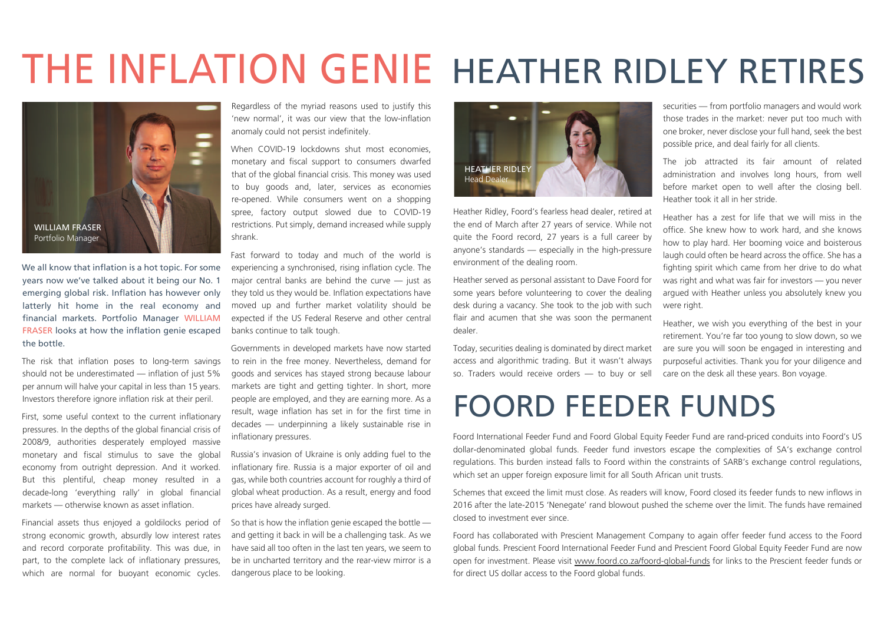# THE INFLATION GENIE

WILLIAM FRASER
Portfolio Manager

**We all know that inflation is a hot topic. For some years now we've talked about it being our No. 1 emerging global risk. Inflation has however only latterly hit home in the real economy and financial markets. Portfolio Manager WILLIAM FRASER looks at how the inflation genie escaped the bottle.**

The risk that inflation poses to long-term savings should not be underestimated — inflation of just 5% per annum will halve your capital in less than 15 years. Investors therefore ignore inflation risk at their peril.

First, some useful context to the current inflationary pressures. In the depths of the global financial crisis of 2008/9, authorities desperately employed massive monetary and fiscal stimulus to save the global economy from outright depression. And it worked. But this plentiful, cheap money resulted in a decade-long 'everything rally' in global financial markets — otherwise known as asset inflation.

Financial assets thus enjoyed a goldilocks period of strong economic growth, absurdly low interest rates and record corporate profitability. This was due, in part, to the complete lack of inflationary pressures, which are normal for buoyant economic cycles. Regardless of the myriad reasons used to justify this 'new normal', it was our view that the low-inflation anomaly could not persist indefinitely.

When COVID-19 lockdowns shut most economies, monetary and fiscal support to consumers dwarfed that of the global financial crisis. This money was used to buy goods and, later, services as economies re-opened. While consumers went on a shopping spree, factory output slowed due to COVID-19 restrictions. Put simply, demand increased while supply shrank.

Fast forward to today and much of the world is experiencing a synchronised, rising inflation cycle. The major central banks are behind the curve — just as they told us they would be. Inflation expectations have moved up and further market volatility should be expected if the US Federal Reserve and other central banks continue to talk tough.

Governments in developed markets have now started to rein in the free money. Nevertheless, demand for goods and services has stayed strong because labour markets are tight and getting tighter. In short, more people are employed, and they are earning more. As a result, wage inflation has set in for the first time in decades — underpinning a likely sustainable rise in inflationary pressures.

Russia's invasion of Ukraine is only adding fuel to the inflationary fire. Russia is a major exporter of oil and gas, while both countries account for roughly a third of global wheat production. As a result, energy and food prices have already surged.

So that is how the inflation genie escaped the bottle — and getting it back in will be a challenging task. As we have said all too often in the last ten years, we seem to be in uncharted territory and the rear-view mirror is a dangerous place to be looking.

# HEATHER RIDLEY RETIRES

HEATHER RIDLEY
Head Dealer

Heather Ridley, Foord's fearless head dealer, retired at the end of March after 27 years of service. While not quite the Foord record, 27 years is a full career by anyone's standards — especially in the high-pressure environment of the dealing room.

Heather served as personal assistant to Dave Foord for some years before volunteering to cover the dealing desk during a vacancy. She took to the job with such flair and acumen that she was soon the permanent dealer.

Today, securities dealing is dominated by direct market access and algorithmic trading. But it wasn't always so. Traders would receive orders — to buy or sell securities — from portfolio managers and would work those trades in the market: never put too much with one broker, never disclose your full hand, seek the best possible price, and deal fairly for all clients.

The job attracted its fair amount of related administration and involves long hours, from well before market open to well after the closing bell. Heather took it all in her stride.

Heather has a zest for life that we will miss in the office. She knew how to work hard, and she knows how to play hard. Her booming voice and boisterous laugh could often be heard across the office. She has a fighting spirit which came from her drive to do what was right and what was fair for investors — you never argued with Heather unless you absolutely knew you were right.

Heather, we wish you everything of the best in your retirement. You're far too young to slow down, so we are sure you will soon be engaged in interesting and purposeful activities. Thank you for your diligence and care on the desk all these years. Bon voyage.

# FOORD FEEDER FUNDS

Foord International Feeder Fund and Foord Global Equity Feeder Fund are rand-priced conduits into Foord's US dollar-denominated global funds. Feeder fund investors escape the complexities of SA's exchange control regulations. This burden instead falls to Foord within the constraints of SARB's exchange control regulations, which set an upper foreign exposure limit for all South African unit trusts.

Schemes that exceed the limit must close. As readers will know, Foord closed its feeder funds to new inflows in 2016 after the late-2015 'Nenegate' rand blowout pushed the scheme over the limit. The funds have remained closed to investment ever since.

Foord has collaborated with Prescient Management Company to again offer feeder fund access to the Foord global funds. Prescient Foord International Feeder Fund and Prescient Foord Global Equity Feeder Fund are now open for investment. Please visit www.foord.co.za/foord-global-funds for links to the Prescient feeder funds or for direct US dollar access to the Foord global funds.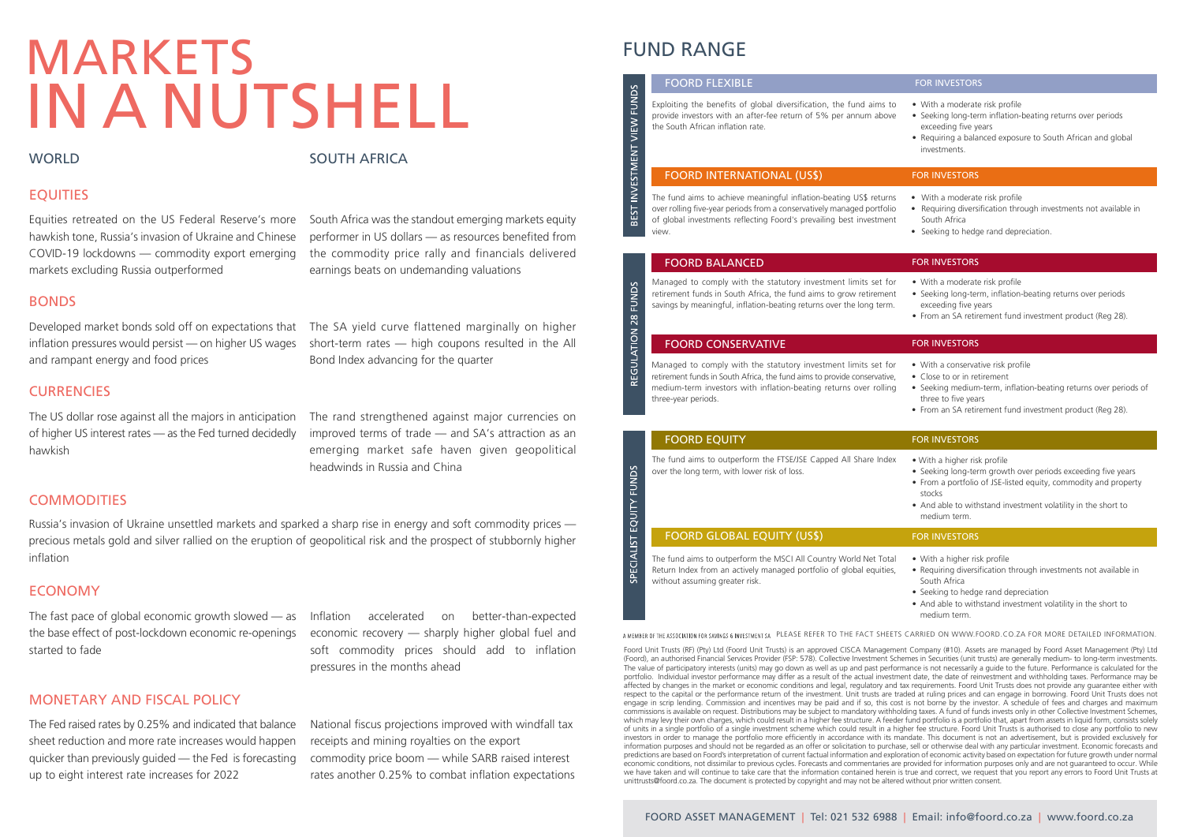# MARKETS IN A NUTSHELL

## EQUITIES

**WORLD**

Equities retreated on the US Federal Reserve's more hawkish tone, Russia's invasion of Ukraine and Chinese COVID-19 lockdowns — commodity export emerging markets excluding Russia outperformed

**SOUTH AFRICA**

South Africa was the standout emerging markets equity performer in US dollars — as resources benefited from the commodity price rally and financials delivered earnings beats on undemanding valuations

## BONDS

**WORLD**

Developed market bonds sold off on expectations that inflation pressures would persist — on higher US wages and rampant energy and food prices

**SOUTH AFRICA**

The SA yield curve flattened marginally on higher short-term rates — high coupons resulted in the All Bond Index advancing for the quarter

## CURRENCIES

**WORLD**

The US dollar rose against all the majors in anticipation of higher US interest rates — as the Fed turned decidedly hawkish

**SOUTH AFRICA**

The rand strengthened against major currencies on improved terms of trade — and SA's attraction as an emerging market safe haven given geopolitical headwinds in Russia and China

## COMMODITIES

Russia's invasion of Ukraine unsettled markets and sparked a sharp rise in energy and soft commodity prices — precious metals gold and silver rallied on the eruption of geopolitical risk and the prospect of stubbornly higher inflation

## ECONOMY

**WORLD**

The fast pace of global economic growth slowed — as the base effect of post-lockdown economic re-openings started to fade

**SOUTH AFRICA**

Inflation accelerated on better-than-expected economic recovery — sharply higher global fuel and soft commodity prices should add to inflation pressures in the months ahead

## MONETARY AND FISCAL POLICY

**WORLD**

The Fed raised rates by 0.25% and indicated that balance sheet reduction and more rate increases would happen quicker than previously guided — the Fed is forecasting up to eight interest rate increases for 2022

**SOUTH AFRICA**

National fiscus projections improved with windfall tax receipts and mining royalties on the export commodity price boom — while SARB raised interest rates another 0.25% to combat inflation expectations

# FUND RANGE

## BEST INVESTMENT VIEW FUNDS

### FOORD FLEXIBLE

Exploiting the benefits of global diversification, the fund aims to provide investors with an after-fee return of 5% per annum above the South African inflation rate.

**FOR INVESTORS**

- With a moderate risk profile
- Seeking long-term inflation-beating returns over periods exceeding five years
- Requiring a balanced exposure to South African and global investments.

### FOORD INTERNATIONAL (US$)

The fund aims to achieve meaningful inflation-beating US$ returns over rolling five-year periods from a conservatively managed portfolio of global investments reflecting Foord's prevailing best investment view.

**FOR INVESTORS**

- With a moderate risk profile
- Requiring diversification through investments not available in South Africa
- Seeking to hedge rand depreciation.

## REGULATION 28 FUNDS

### FOORD BALANCED

Managed to comply with the statutory investment limits set for retirement funds in South Africa, the fund aims to grow retirement savings by meaningful, inflation-beating returns over the long term.

**FOR INVESTORS**

- With a moderate risk profile
- Seeking long-term, inflation-beating returns over periods exceeding five years
- From an SA retirement fund investment product (Reg 28).

### FOORD CONSERVATIVE

Managed to comply with the statutory investment limits set for retirement funds in South Africa, the fund aims to provide conservative, medium-term investors with inflation-beating returns over rolling three-year periods.

**FOR INVESTORS**

- With a conservative risk profile
- Close to or in retirement
- Seeking medium-term, inflation-beating returns over periods of three to five years
- From an SA retirement fund investment product (Reg 28).

## SPECIALIST EQUITY FUNDS

### FOORD EQUITY

The fund aims to outperform the FTSE/JSE Capped All Share Index over the long term, with lower risk of loss.

**FOR INVESTORS**

- With a higher risk profile
- Seeking long-term growth over periods exceeding five years
- From a portfolio of JSE-listed equity, commodity and property stocks
- And able to withstand investment volatility in the short to medium term.

### FOORD GLOBAL EQUITY (US$)

The fund aims to outperform the MSCI All Country World Net Total Return Index from an actively managed portfolio of global equities, without assuming greater risk.

**FOR INVESTORS**

- With a higher risk profile
- Requiring diversification through investments not available in South Africa
- Seeking to hedge rand depreciation
- And able to withstand investment volatility in the short to medium term.

A MEMBER OF THE ASSOCIATION FOR SAVINGS & INVESTMENT SA. PLEASE REFER TO THE FACT SHEETS CARRIED ON WWW.FOORD.CO.ZA FOR MORE DETAILED INFORMATION.

Foord Unit Trusts (RF) (Pty) Ltd (Foord Unit Trusts) is an approved CISCA Management Company (#10). Assets are managed by Foord Asset Management (Pty) Ltd (Foord), an authorised Financial Services Provider (FSP: 578). Collective Investment Schemes in Securities (unit trusts) are generally medium- to long-term investments. The value of participatory interests (units) may go down as well as up and past performance is not necessarily a guide to the future. Performance is calculated for the portfolio. Individual investor performance may differ as a result of the actual investment date, the date of reinvestment and withholding taxes. Performance may be affected by changes in the market or economic conditions and legal, regulatory and tax requirements. Foord Unit Trusts does not provide any guarantee either with respect to the capital or the performance return of the investment. Unit trusts are traded at ruling prices and can engage in borrowing. Foord Unit Trusts does not engage in scrip lending. Commission and incentives may be paid and if so, this cost is not borne by the investor. A schedule of fees and charges and maximum commissions is available on request. Distributions may be subject to mandatory withholding taxes. A fund of funds invests only in other Collective Investment Schemes, which may levy their own charges, which could result in a higher fee structure. A feeder fund portfolio is a portfolio that, apart from assets in liquid form, consists solely of units in a single portfolio of a single investment scheme which could result in a higher fee structure. Foord Unit Trusts is authorised to close any portfolio to new investors in order to manage the portfolio more efficiently in accordance with its mandate. This document is not an advertisement, but is provided exclusively for information purposes and should not be regarded as an offer or solicitation to purchase, sell or otherwise deal with any particular investment. Economic forecasts and predictions are based on Foord's interpretation of current factual information and exploration of economic activity based on expectation for future growth under normal economic conditions, not dissimilar to previous cycles. Forecasts and commentaries are provided for information purposes only and are not guaranteed to occur. While we have taken and will continue to take care that the information contained herein is true and correct, we request that you report any errors to Foord Unit Trusts at unittrusts@foord.co.za. The document is protected by copyright and may not be altered without prior written consent.

FOORD ASSET MANAGEMENT | Tel: 021 532 6988 | Email: info@foord.co.za | www.foord.co.za